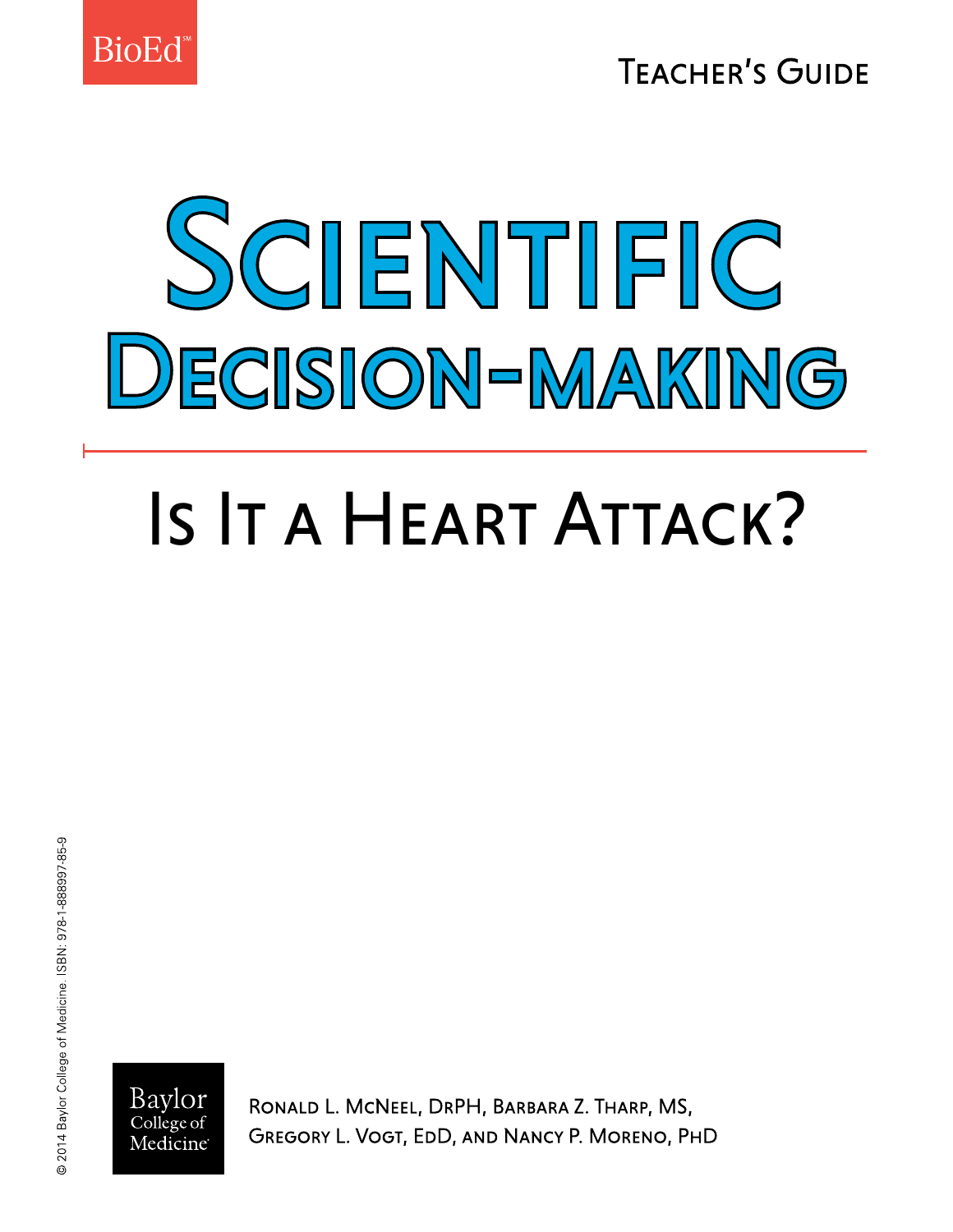BioEd℠

TEACHER'S GUIDE

# SCIENTIFIC DECISION-MAKING

## IS IT A HEART ATTACK?

© 2014 Baylor College of Medicine. ISBN: 978-1-888997-85-9

Baylor College of Medicine

RONALD L. MCNEEL, DRPH, BARBARA Z. THARP, MS, GREGORY L. VOGT, EDD, AND NANCY P. MORENO, PHD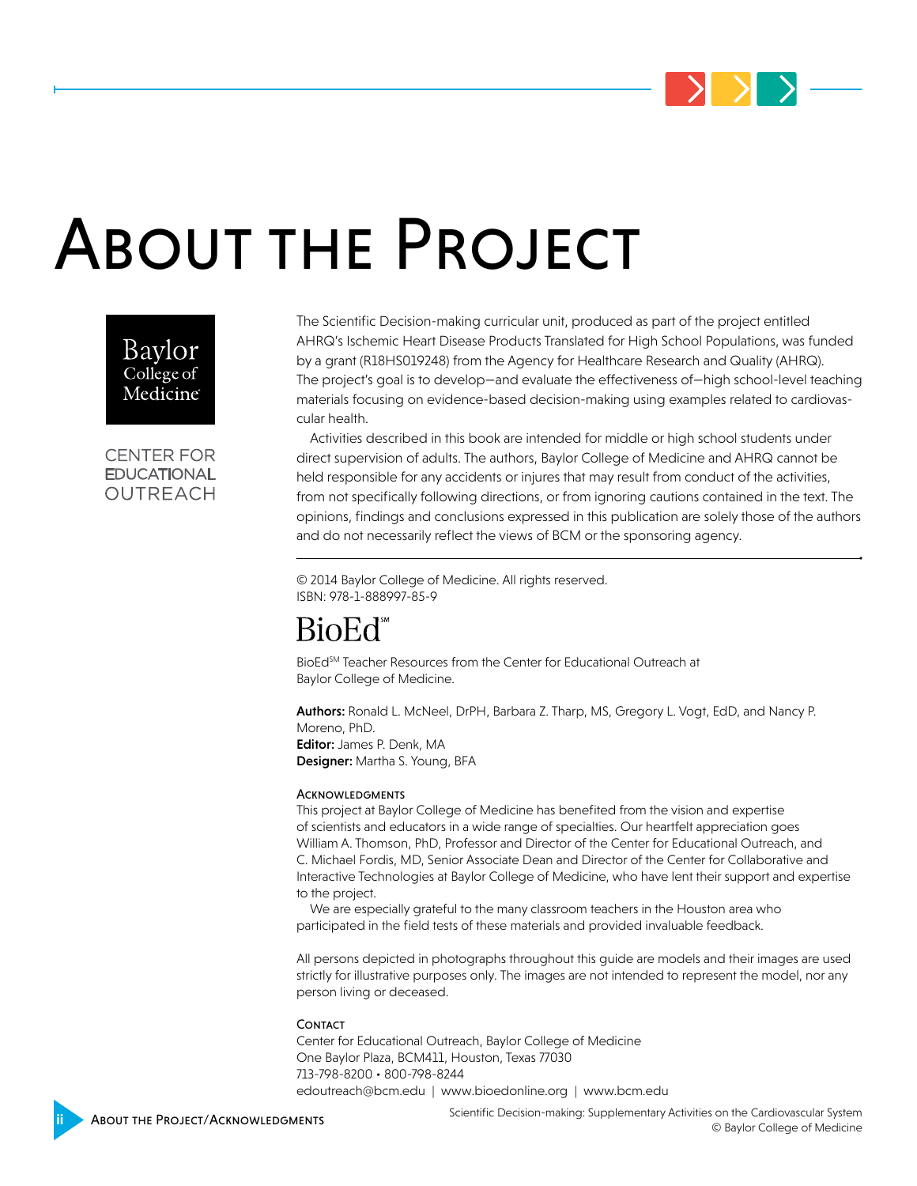# About the Project

Baylor College of Medicine

CENTER FOR EDUCATIONAL OUTREACH

The Scientific Decision-making curricular unit, produced as part of the project entitled AHRQ's Ischemic Heart Disease Products Translated for High School Populations, was funded by a grant (R18HS019248) from the Agency for Healthcare Research and Quality (AHRQ). The project's goal is to develop—and evaluate the effectiveness of—high school-level teaching materials focusing on evidence-based decision-making using examples related to cardiovascular health.

Activities described in this book are intended for middle or high school students under direct supervision of adults. The authors, Baylor College of Medicine and AHRQ cannot be held responsible for any accidents or injures that may result from conduct of the activities, from not specifically following directions, or from ignoring cautions contained in the text. The opinions, findings and conclusions expressed in this publication are solely those of the authors and do not necessarily reflect the views of BCM or the sponsoring agency.

---

© 2014 Baylor College of Medicine. All rights reserved.
ISBN: 978-1-888997-85-9

BioEd℠

BioEd℠ Teacher Resources from the Center for Educational Outreach at Baylor College of Medicine.

**Authors:** Ronald L. McNeel, DrPH, Barbara Z. Tharp, MS, Gregory L. Vogt, EdD, and Nancy P. Moreno, PhD.
**Editor:** James P. Denk, MA
**Designer:** Martha S. Young, BFA

### Acknowledgments

This project at Baylor College of Medicine has benefited from the vision and expertise of scientists and educators in a wide range of specialties. Our heartfelt appreciation goes William A. Thomson, PhD, Professor and Director of the Center for Educational Outreach, and C. Michael Fordis, MD, Senior Associate Dean and Director of the Center for Collaborative and Interactive Technologies at Baylor College of Medicine, who have lent their support and expertise to the project.

We are especially grateful to the many classroom teachers in the Houston area who participated in the field tests of these materials and provided invaluable feedback.

All persons depicted in photographs throughout this guide are models and their images are used strictly for illustrative purposes only. The images are not intended to represent the model, nor any person living or deceased.

### Contact

Center for Educational Outreach, Baylor College of Medicine
One Baylor Plaza, BCM411, Houston, Texas 77030
713-798-8200 • 800-798-8244
edoutreach@bcm.edu | www.bioedonline.org | www.bcm.edu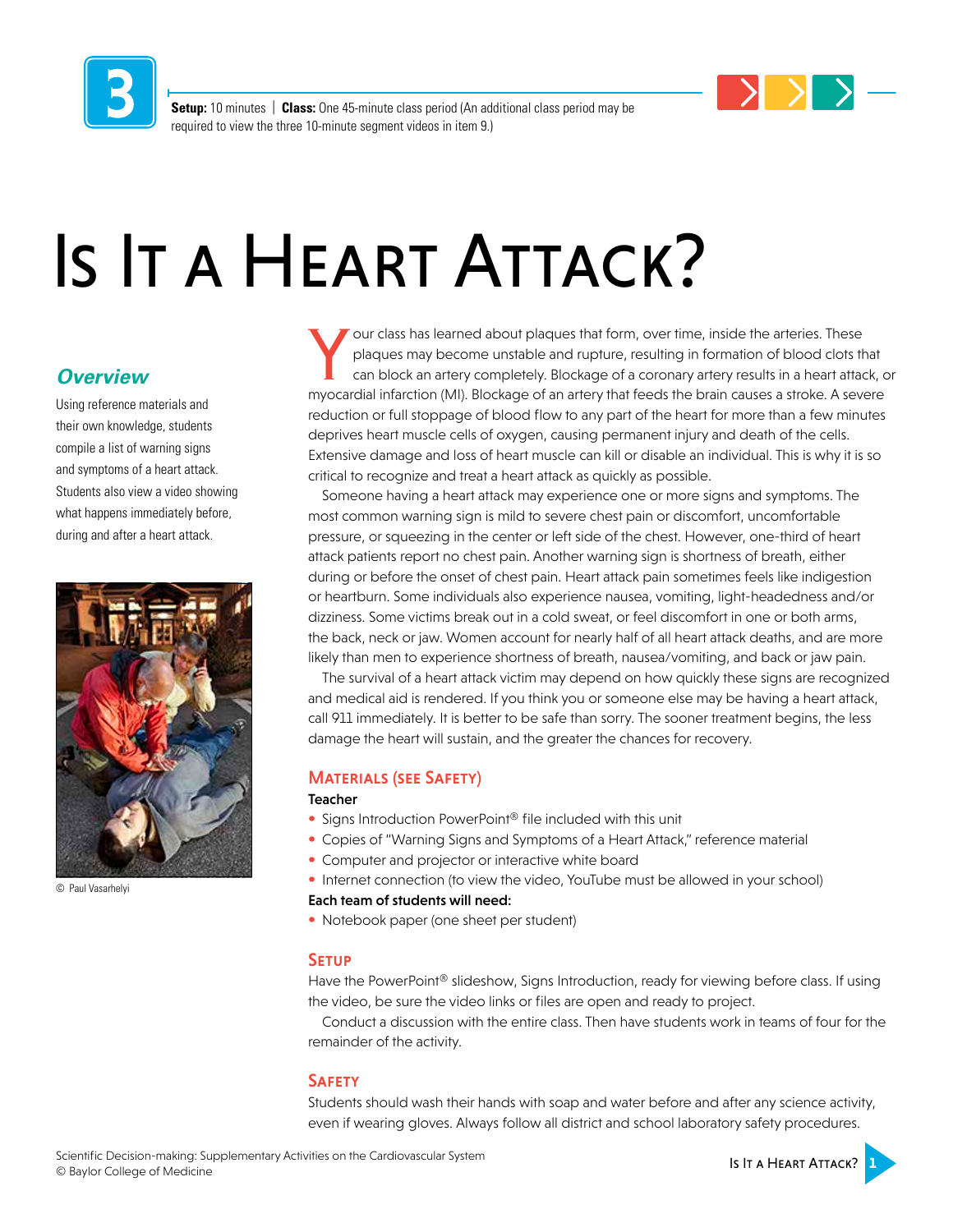3

**Setup:** 10 minutes | **Class:** One 45-minute class period (An additional class period may be required to view the three 10-minute segment videos in item 9.)

# Is It a Heart Attack?

## *Overview*

Using reference materials and their own knowledge, students compile a list of warning signs and symptoms of a heart attack. Students also view a video showing what happens immediately before, during and after a heart attack.

© Paul Vasarhelyi

Your class has learned about plaques that form, over time, inside the arteries. These plaques may become unstable and rupture, resulting in formation of blood clots that can block an artery completely. Blockage of a coronary artery results in a heart attack, or myocardial infarction (MI). Blockage of an artery that feeds the brain causes a stroke. A severe reduction or full stoppage of blood flow to any part of the heart for more than a few minutes deprives heart muscle cells of oxygen, causing permanent injury and death of the cells. Extensive damage and loss of heart muscle can kill or disable an individual. This is why it is so critical to recognize and treat a heart attack as quickly as possible.

Someone having a heart attack may experience one or more signs and symptoms. The most common warning sign is mild to severe chest pain or discomfort, uncomfortable pressure, or squeezing in the center or left side of the chest. However, one-third of heart attack patients report no chest pain. Another warning sign is shortness of breath, either during or before the onset of chest pain. Heart attack pain sometimes feels like indigestion or heartburn. Some individuals also experience nausea, vomiting, light-headedness and/or dizziness. Some victims break out in a cold sweat, or feel discomfort in one or both arms, the back, neck or jaw. Women account for nearly half of all heart attack deaths, and are more likely than men to experience shortness of breath, nausea/vomiting, and back or jaw pain.

The survival of a heart attack victim may depend on how quickly these signs are recognized and medical aid is rendered. If you think you or someone else may be having a heart attack, call 911 immediately. It is better to be safe than sorry. The sooner treatment begins, the less damage the heart will sustain, and the greater the chances for recovery.

### Materials (see Safety)

**Teacher**

- Signs Introduction PowerPoint® file included with this unit
- Copies of "Warning Signs and Symptoms of a Heart Attack," reference material
- Computer and projector or interactive white board
- Internet connection (to view the video, YouTube must be allowed in your school)

**Each team of students will need:**

- Notebook paper (one sheet per student)

### Setup

Have the PowerPoint® slideshow, Signs Introduction, ready for viewing before class. If using the video, be sure the video links or files are open and ready to project.

Conduct a discussion with the entire class. Then have students work in teams of four for the remainder of the activity.

### Safety

Students should wash their hands with soap and water before and after any science activity, even if wearing gloves. Always follow all district and school laboratory safety procedures.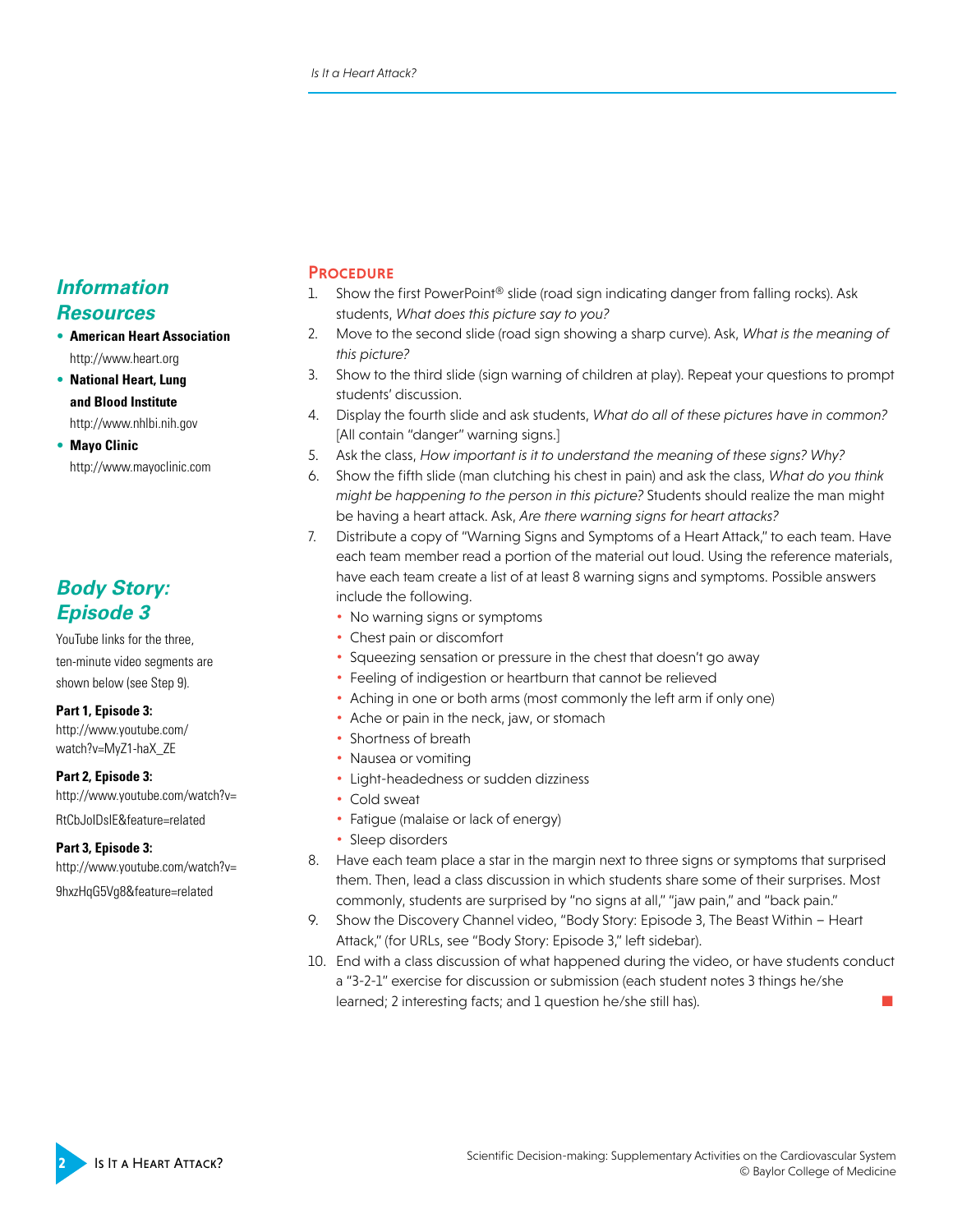## Information Resources

- **American Heart Association**
  http://www.heart.org
- **National Heart, Lung and Blood Institute**
  http://www.nhlbi.nih.gov
- **Mayo Clinic**
  http://www.mayoclinic.com

## Body Story: Episode 3

YouTube links for the three, ten-minute video segments are shown below (see Step 9).

**Part 1, Episode 3:**
http://www.youtube.com/watch?v=MyZ1-haX_ZE

**Part 2, Episode 3:**
http://www.youtube.com/watch?v=RtCbJoIDsIE&feature=related

**Part 3, Episode 3:**
http://www.youtube.com/watch?v=9hxzHqG5Vg8&feature=related

## Procedure

1. Show the first PowerPoint® slide (road sign indicating danger from falling rocks). Ask students, *What does this picture say to you?*
2. Move to the second slide (road sign showing a sharp curve). Ask, *What is the meaning of this picture?*
3. Show to the third slide (sign warning of children at play). Repeat your questions to prompt students' discussion.
4. Display the fourth slide and ask students, *What do all of these pictures have in common?* [All contain "danger" warning signs.]
5. Ask the class, *How important is it to understand the meaning of these signs? Why?*
6. Show the fifth slide (man clutching his chest in pain) and ask the class, *What do you think might be happening to the person in this picture?* Students should realize the man might be having a heart attack. Ask, *Are there warning signs for heart attacks?*
7. Distribute a copy of "Warning Signs and Symptoms of a Heart Attack," to each team. Have each team member read a portion of the material out loud. Using the reference materials, have each team create a list of at least 8 warning signs and symptoms. Possible answers include the following.
   - No warning signs or symptoms
   - Chest pain or discomfort
   - Squeezing sensation or pressure in the chest that doesn't go away
   - Feeling of indigestion or heartburn that cannot be relieved
   - Aching in one or both arms (most commonly the left arm if only one)
   - Ache or pain in the neck, jaw, or stomach
   - Shortness of breath
   - Nausea or vomiting
   - Light-headedness or sudden dizziness
   - Cold sweat
   - Fatigue (malaise or lack of energy)
   - Sleep disorders
8. Have each team place a star in the margin next to three signs or symptoms that surprised them. Then, lead a class discussion in which students share some of their surprises. Most commonly, students are surprised by "no signs at all," "jaw pain," and "back pain."
9. Show the Discovery Channel video, "Body Story: Episode 3, The Beast Within – Heart Attack," (for URLs, see "Body Story: Episode 3," left sidebar).
10. End with a class discussion of what happened during the video, or have students conduct a "3-2-1" exercise for discussion or submission (each student notes 3 things he/she learned; 2 interesting facts; and 1 question he/she still has).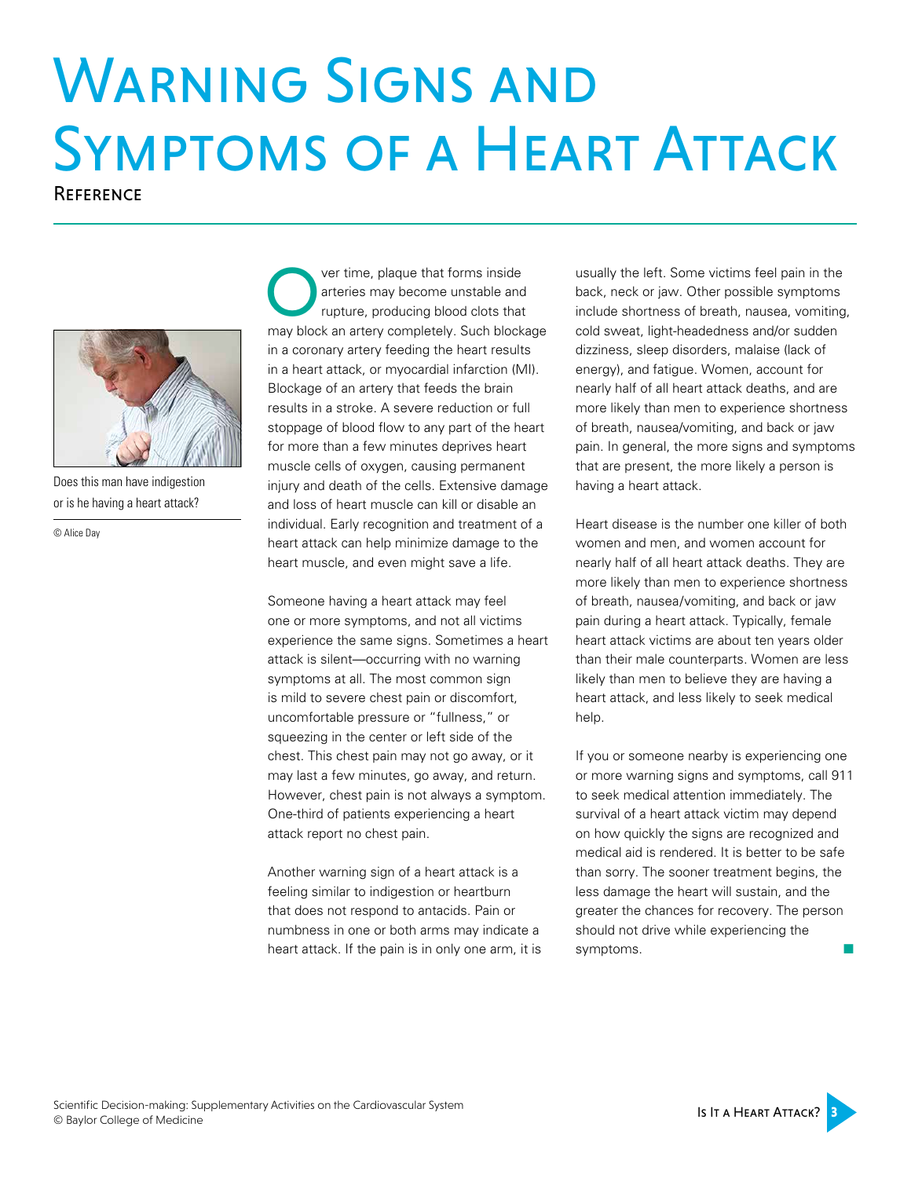# Warning Signs and Symptoms of a Heart Attack

## Reference

Does this man have indigestion or is he having a heart attack?

© Alice Day

Over time, plaque that forms inside arteries may become unstable and rupture, producing blood clots that may block an artery completely. Such blockage in a coronary artery feeding the heart results in a heart attack, or myocardial infarction (MI). Blockage of an artery that feeds the brain results in a stroke. A severe reduction or full stoppage of blood flow to any part of the heart for more than a few minutes deprives heart muscle cells of oxygen, causing permanent injury and death of the cells. Extensive damage and loss of heart muscle can kill or disable an individual. Early recognition and treatment of a heart attack can help minimize damage to the heart muscle, and even might save a life.

Someone having a heart attack may feel one or more symptoms, and not all victims experience the same signs. Sometimes a heart attack is silent—occurring with no warning symptoms at all. The most common sign is mild to severe chest pain or discomfort, uncomfortable pressure or "fullness," or squeezing in the center or left side of the chest. This chest pain may not go away, or it may last a few minutes, go away, and return. However, chest pain is not always a symptom. One-third of patients experiencing a heart attack report no chest pain.

Another warning sign of a heart attack is a feeling similar to indigestion or heartburn that does not respond to antacids. Pain or numbness in one or both arms may indicate a heart attack. If the pain is in only one arm, it is usually the left. Some victims feel pain in the back, neck or jaw. Other possible symptoms include shortness of breath, nausea, vomiting, cold sweat, light-headedness and/or sudden dizziness, sleep disorders, malaise (lack of energy), and fatigue. Women, account for nearly half of all heart attack deaths, and are more likely than men to experience shortness of breath, nausea/vomiting, and back or jaw pain. In general, the more signs and symptoms that are present, the more likely a person is having a heart attack.

Heart disease is the number one killer of both women and men, and women account for nearly half of all heart attack deaths. They are more likely than men to experience shortness of breath, nausea/vomiting, and back or jaw pain during a heart attack. Typically, female heart attack victims are about ten years older than their male counterparts. Women are less likely than men to believe they are having a heart attack, and less likely to seek medical help.

If you or someone nearby is experiencing one or more warning signs and symptoms, call 911 to seek medical attention immediately. The survival of a heart attack victim may depend on how quickly the signs are recognized and medical aid is rendered. It is better to be safe than sorry. The sooner treatment begins, the less damage the heart will sustain, and the greater the chances for recovery. The person should not drive while experiencing the symptoms.